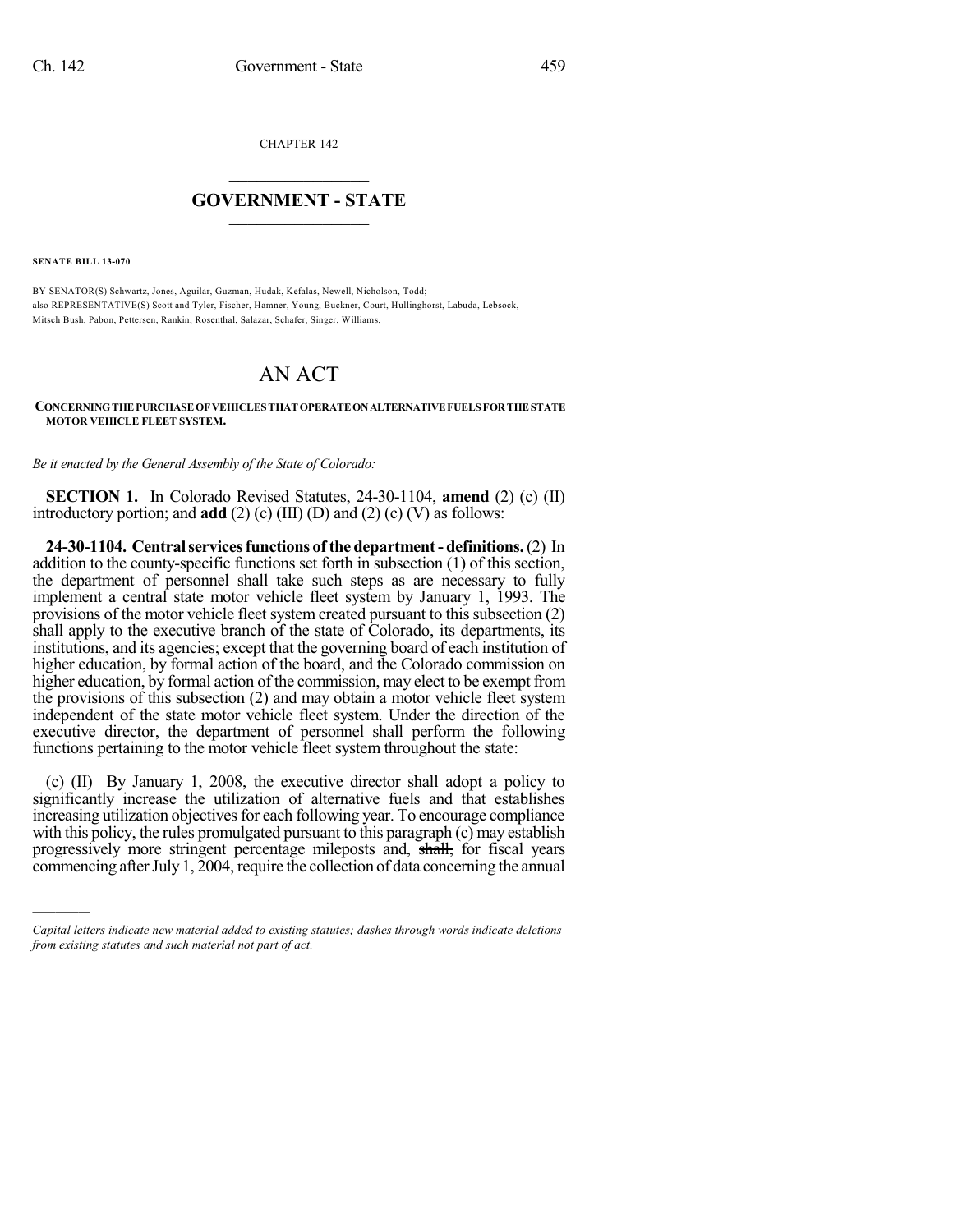CHAPTER 142

# GOVERNMENT - STATE

**SENATE BILL 13-070**

BY SENATOR(S) Schwartz, Jones, Aguilar, Guzman, Hudak, Kefalas, Newell, Nicholson, Todd;
also REPRESENTATIVE(S) Scott and Tyler, Fischer, Hamner, Young, Buckner, Court, Hullinghorst, Labuda, Lebsock, Mitsch Bush, Pabon, Pettersen, Rankin, Rosenthal, Salazar, Schafer, Singer, Williams.

# AN ACT

**CONCERNING THE PURCHASE OF VEHICLES THAT OPERATE ON ALTERNATIVE FUELS FOR THE STATE MOTOR VEHICLE FLEET SYSTEM.**

*Be it enacted by the General Assembly of the State of Colorado:*

**SECTION 1.** In Colorado Revised Statutes, 24-30-1104, **amend** (2) (c) (II) introductory portion; and **add** (2) (c) (III) (D) and (2) (c) (V) as follows:

**24-30-1104. Central services functions of the department - definitions.** (2) In addition to the county-specific functions set forth in subsection (1) of this section, the department of personnel shall take such steps as are necessary to fully implement a central state motor vehicle fleet system by January 1, 1993. The provisions of the motor vehicle fleet system created pursuant to this subsection (2) shall apply to the executive branch of the state of Colorado, its departments, its institutions, and its agencies; except that the governing board of each institution of higher education, by formal action of the board, and the Colorado commission on higher education, by formal action of the commission, may elect to be exempt from the provisions of this subsection (2) and may obtain a motor vehicle fleet system independent of the state motor vehicle fleet system. Under the direction of the executive director, the department of personnel shall perform the following functions pertaining to the motor vehicle fleet system throughout the state:

(c) (II) By January 1, 2008, the executive director shall adopt a policy to significantly increase the utilization of alternative fuels and that establishes increasing utilization objectives for each following year. To encourage compliance with this policy, the rules promulgated pursuant to this paragraph (c) may establish progressively more stringent percentage mileposts and, ~~shall,~~ for fiscal years commencing after July 1, 2004, require the collection of data concerning the annual

*Capital letters indicate new material added to existing statutes; dashes through words indicate deletions from existing statutes and such material not part of act.*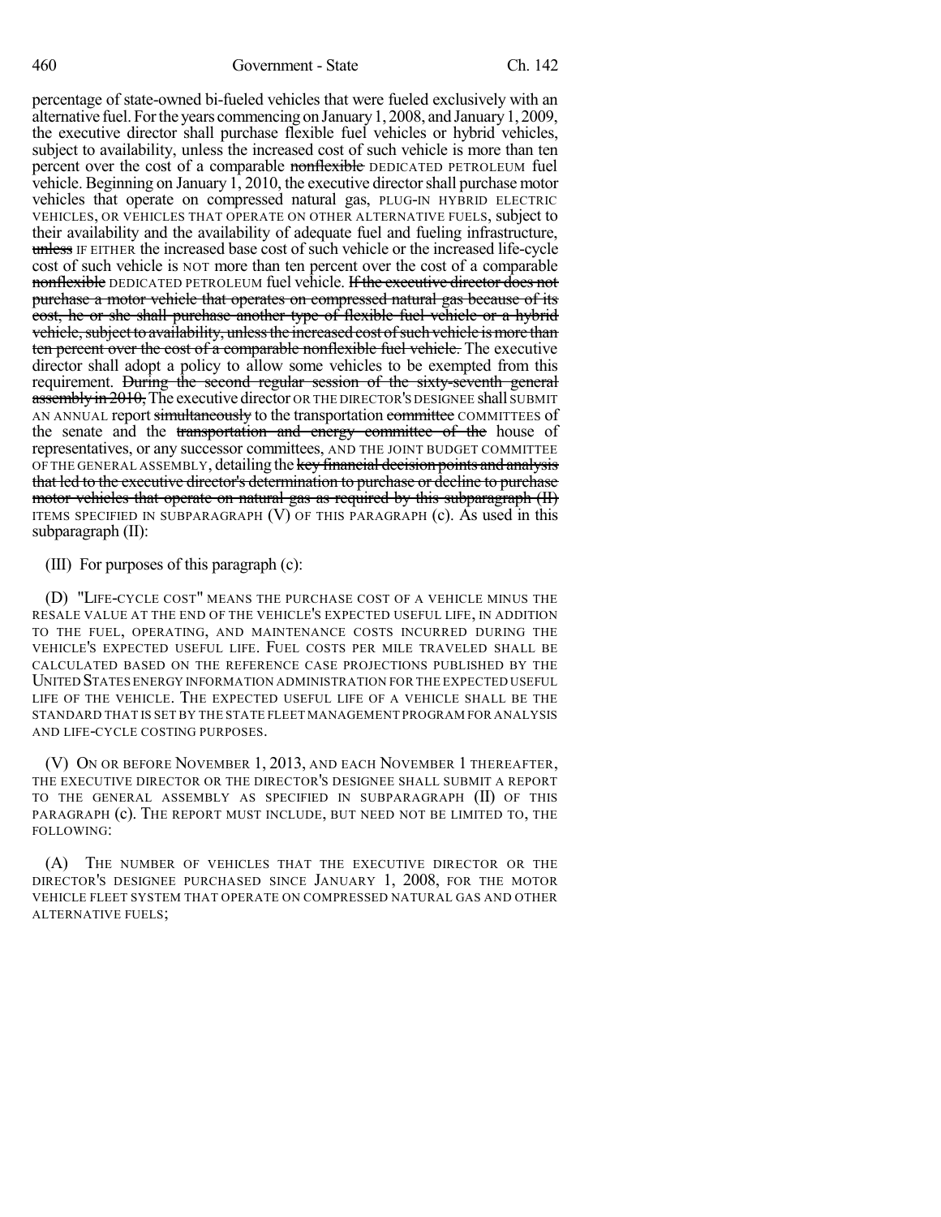percentage of state-owned bi-fueled vehicles that were fueled exclusively with an alternative fuel. For the years commencing on January 1, 2008, and January 1, 2009, the executive director shall purchase flexible fuel vehicles or hybrid vehicles, subject to availability, unless the increased cost of such vehicle is more than ten percent over the cost of a comparable ~~nonflexible~~ DEDICATED PETROLEUM fuel vehicle. Beginning on January 1, 2010, the executive director shall purchase motor vehicles that operate on compressed natural gas, PLUG-IN HYBRID ELECTRIC VEHICLES, OR VEHICLES THAT OPERATE ON OTHER ALTERNATIVE FUELS, subject to their availability and the availability of adequate fuel and fueling infrastructure, ~~unless~~ IF EITHER the increased base cost of such vehicle or the increased life-cycle cost of such vehicle is NOT more than ten percent over the cost of a comparable ~~nonflexible~~ DEDICATED PETROLEUM fuel vehicle. ~~If the executive director does not purchase a motor vehicle that operates on compressed natural gas because of its cost, he or she shall purchase another type of flexible fuel vehicle or a hybrid vehicle, subject to availability, unless the increased cost of such vehicle is more than ten percent over the cost of a comparable nonflexible fuel vehicle.~~ The executive director shall adopt a policy to allow some vehicles to be exempted from this requirement. ~~During the second regular session of the sixty-seventh general assembly in 2010,~~ The executive director OR THE DIRECTOR'S DESIGNEE shall SUBMIT AN ANNUAL report ~~simultaneously~~ to the transportation ~~committee~~ COMMITTEES of the senate and the ~~transportation and energy committee of the~~ house of representatives, or any successor committees, AND THE JOINT BUDGET COMMITTEE OF THE GENERAL ASSEMBLY, detailing the ~~key financial decision points and analysis that led to the executive director's determination to purchase or decline to purchase motor vehicles that operate on natural gas as required by this subparagraph (II)~~ ITEMS SPECIFIED IN SUBPARAGRAPH (V) OF THIS PARAGRAPH (c). As used in this subparagraph (II):

(III) For purposes of this paragraph (c):

(D) "LIFE-CYCLE COST" MEANS THE PURCHASE COST OF A VEHICLE MINUS THE RESALE VALUE AT THE END OF THE VEHICLE'S EXPECTED USEFUL LIFE, IN ADDITION TO THE FUEL, OPERATING, AND MAINTENANCE COSTS INCURRED DURING THE VEHICLE'S EXPECTED USEFUL LIFE. FUEL COSTS PER MILE TRAVELED SHALL BE CALCULATED BASED ON THE REFERENCE CASE PROJECTIONS PUBLISHED BY THE UNITED STATES ENERGY INFORMATION ADMINISTRATION FOR THE EXPECTED USEFUL LIFE OF THE VEHICLE. THE EXPECTED USEFUL LIFE OF A VEHICLE SHALL BE THE STANDARD THAT IS SET BY THE STATE FLEET MANAGEMENT PROGRAM FOR ANALYSIS AND LIFE-CYCLE COSTING PURPOSES.

(V) ON OR BEFORE NOVEMBER 1, 2013, AND EACH NOVEMBER 1 THEREAFTER, THE EXECUTIVE DIRECTOR OR THE DIRECTOR'S DESIGNEE SHALL SUBMIT A REPORT TO THE GENERAL ASSEMBLY AS SPECIFIED IN SUBPARAGRAPH (II) OF THIS PARAGRAPH (c). THE REPORT MUST INCLUDE, BUT NEED NOT BE LIMITED TO, THE FOLLOWING:

(A) THE NUMBER OF VEHICLES THAT THE EXECUTIVE DIRECTOR OR THE DIRECTOR'S DESIGNEE PURCHASED SINCE JANUARY 1, 2008, FOR THE MOTOR VEHICLE FLEET SYSTEM THAT OPERATE ON COMPRESSED NATURAL GAS AND OTHER ALTERNATIVE FUELS;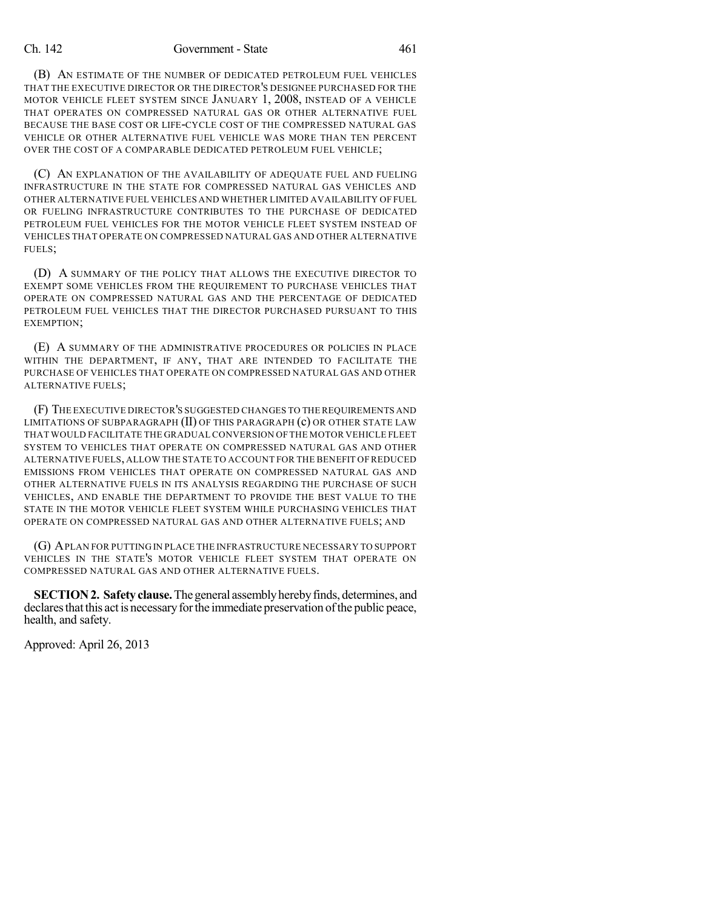(B) AN ESTIMATE OF THE NUMBER OF DEDICATED PETROLEUM FUEL VEHICLES THAT THE EXECUTIVE DIRECTOR OR THE DIRECTOR'S DESIGNEE PURCHASED FOR THE MOTOR VEHICLE FLEET SYSTEM SINCE JANUARY 1, 2008, INSTEAD OF A VEHICLE THAT OPERATES ON COMPRESSED NATURAL GAS OR OTHER ALTERNATIVE FUEL BECAUSE THE BASE COST OR LIFE-CYCLE COST OF THE COMPRESSED NATURAL GAS VEHICLE OR OTHER ALTERNATIVE FUEL VEHICLE WAS MORE THAN TEN PERCENT OVER THE COST OF A COMPARABLE DEDICATED PETROLEUM FUEL VEHICLE;

(C) AN EXPLANATION OF THE AVAILABILITY OF ADEQUATE FUEL AND FUELING INFRASTRUCTURE IN THE STATE FOR COMPRESSED NATURAL GAS VEHICLES AND OTHER ALTERNATIVE FUEL VEHICLES AND WHETHER LIMITED AVAILABILITY OF FUEL OR FUELING INFRASTRUCTURE CONTRIBUTES TO THE PURCHASE OF DEDICATED PETROLEUM FUEL VEHICLES FOR THE MOTOR VEHICLE FLEET SYSTEM INSTEAD OF VEHICLES THAT OPERATE ON COMPRESSED NATURAL GAS AND OTHER ALTERNATIVE FUELS;

(D) A SUMMARY OF THE POLICY THAT ALLOWS THE EXECUTIVE DIRECTOR TO EXEMPT SOME VEHICLES FROM THE REQUIREMENT TO PURCHASE VEHICLES THAT OPERATE ON COMPRESSED NATURAL GAS AND THE PERCENTAGE OF DEDICATED PETROLEUM FUEL VEHICLES THAT THE DIRECTOR PURCHASED PURSUANT TO THIS EXEMPTION;

(E) A SUMMARY OF THE ADMINISTRATIVE PROCEDURES OR POLICIES IN PLACE WITHIN THE DEPARTMENT, IF ANY, THAT ARE INTENDED TO FACILITATE THE PURCHASE OF VEHICLES THAT OPERATE ON COMPRESSED NATURAL GAS AND OTHER ALTERNATIVE FUELS;

(F) THE EXECUTIVE DIRECTOR'S SUGGESTED CHANGES TO THE REQUIREMENTS AND LIMITATIONS OF SUBPARAGRAPH (II) OF THIS PARAGRAPH (c) OR OTHER STATE LAW THAT WOULD FACILITATE THE GRADUAL CONVERSION OF THE MOTOR VEHICLE FLEET SYSTEM TO VEHICLES THAT OPERATE ON COMPRESSED NATURAL GAS AND OTHER ALTERNATIVE FUELS, ALLOW THE STATE TO ACCOUNT FOR THE BENEFIT OF REDUCED EMISSIONS FROM VEHICLES THAT OPERATE ON COMPRESSED NATURAL GAS AND OTHER ALTERNATIVE FUELS IN ITS ANALYSIS REGARDING THE PURCHASE OF SUCH VEHICLES, AND ENABLE THE DEPARTMENT TO PROVIDE THE BEST VALUE TO THE STATE IN THE MOTOR VEHICLE FLEET SYSTEM WHILE PURCHASING VEHICLES THAT OPERATE ON COMPRESSED NATURAL GAS AND OTHER ALTERNATIVE FUELS; AND

(G) A PLAN FOR PUTTING IN PLACE THE INFRASTRUCTURE NECESSARY TO SUPPORT VEHICLES IN THE STATE'S MOTOR VEHICLE FLEET SYSTEM THAT OPERATE ON COMPRESSED NATURAL GAS AND OTHER ALTERNATIVE FUELS.

**SECTION 2. Safety clause.** The general assembly hereby finds, determines, and declares that this act is necessary for the immediate preservation of the public peace, health, and safety.

Approved: April 26, 2013